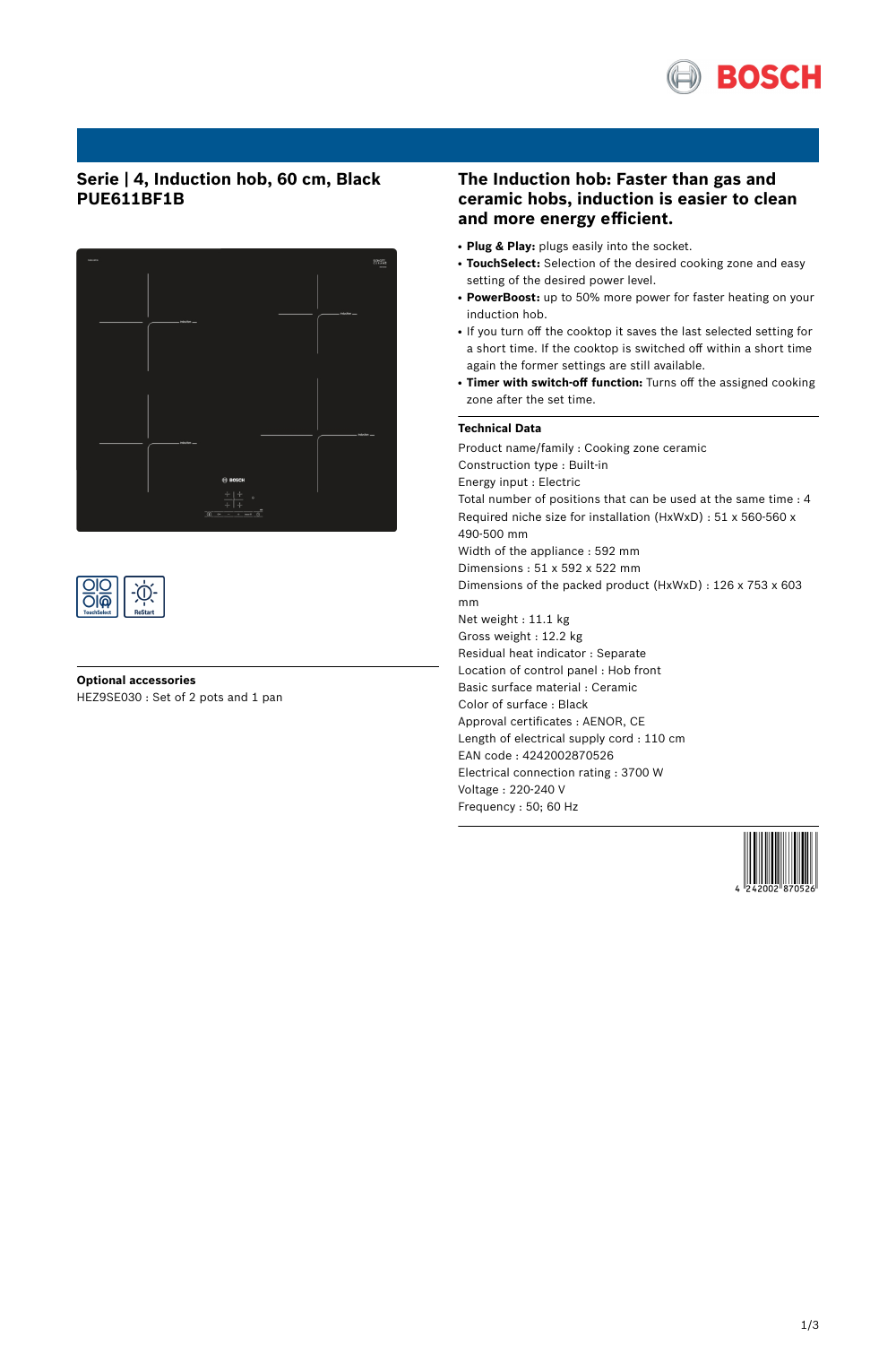# Serie | 4, Induction hob, 60 cm, Black
**PUE611BF1B**

### Optional accessories

HEZ9SE030 : Set of 2 pots and 1 pan

## The Induction hob: Faster than gas and ceramic hobs, induction is easier to clean and more energy efficient.

- **Plug & Play:** plugs easily into the socket.
- **TouchSelect:** Selection of the desired cooking zone and easy setting of the desired power level.
- **PowerBoost:** up to 50% more power for faster heating on your induction hob.
- If you turn off the cooktop it saves the last selected setting for a short time. If the cooktop is switched off within a short time again the former settings are still available.
- **Timer with switch-off function:** Turns off the assigned cooking zone after the set time.

### Technical Data

Product name/family : Cooking zone ceramic
Construction type : Built-in
Energy input : Electric
Total number of positions that can be used at the same time : 4
Required niche size for installation (HxWxD) : 51 x 560-560 x 490-500 mm
Width of the appliance : 592 mm
Dimensions : 51 x 592 x 522 mm
Dimensions of the packed product (HxWxD) : 126 x 753 x 603 mm
Net weight : 11.1 kg
Gross weight : 12.2 kg
Residual heat indicator : Separate
Location of control panel : Hob front
Basic surface material : Ceramic
Color of surface : Black
Approval certificates : AENOR, CE
Length of electrical supply cord : 110 cm
EAN code : 4242002870526
Electrical connection rating : 3700 W
Voltage : 220-240 V
Frequency : 50; 60 Hz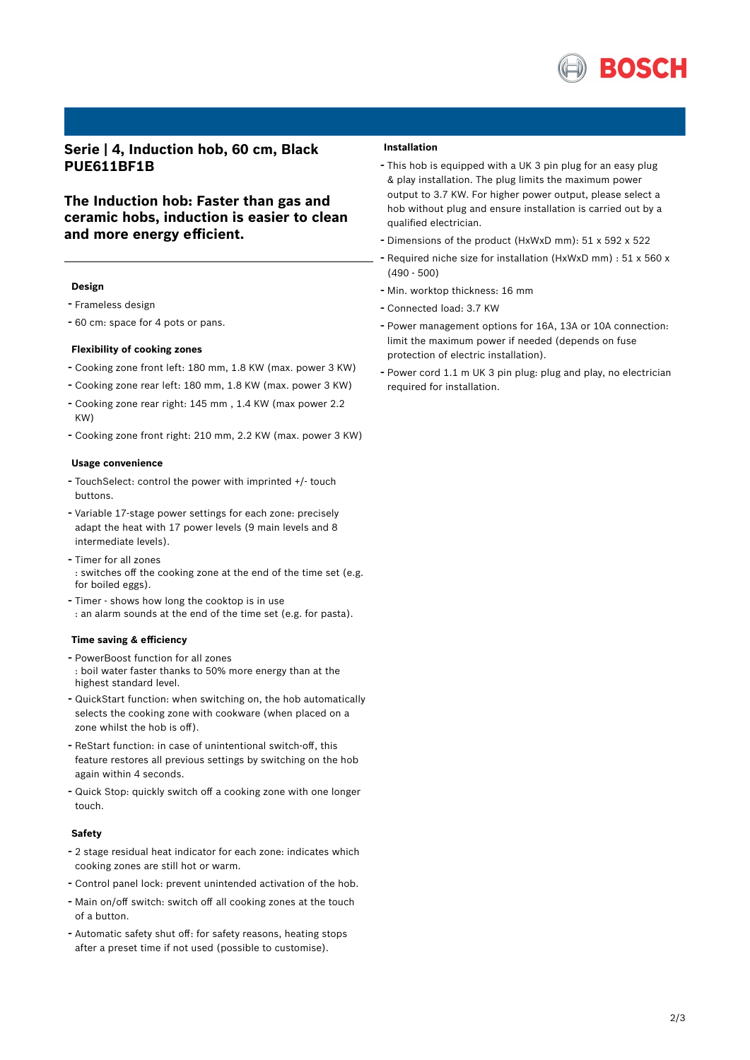## Serie | 4, Induction hob, 60 cm, Black PUE611BF1B

## The Induction hob: Faster than gas and ceramic hobs, induction is easier to clean and more energy efficient.

### Design

- Frameless design
- 60 cm: space for 4 pots or pans.

### Flexibility of cooking zones

- Cooking zone front left: 180 mm, 1.8 KW (max. power 3 KW)
- Cooking zone rear left: 180 mm, 1.8 KW (max. power 3 KW)
- Cooking zone rear right: 145 mm , 1.4 KW (max power 2.2 KW)
- Cooking zone front right: 210 mm, 2.2 KW (max. power 3 KW)

### Usage convenience

- TouchSelect: control the power with imprinted +/- touch buttons.
- Variable 17-stage power settings for each zone: precisely adapt the heat with 17 power levels (9 main levels and 8 intermediate levels).
- Timer for all zones
  : switches off the cooking zone at the end of the time set (e.g. for boiled eggs).
- Timer - shows how long the cooktop is in use
  : an alarm sounds at the end of the time set (e.g. for pasta).

### Time saving & efficiency

- PowerBoost function for all zones
  : boil water faster thanks to 50% more energy than at the highest standard level.
- QuickStart function: when switching on, the hob automatically selects the cooking zone with cookware (when placed on a zone whilst the hob is off).
- ReStart function: in case of unintentional switch-off, this feature restores all previous settings by switching on the hob again within 4 seconds.
- Quick Stop: quickly switch off a cooking zone with one longer touch.

### Safety

- 2 stage residual heat indicator for each zone: indicates which cooking zones are still hot or warm.
- Control panel lock: prevent unintended activation of the hob.
- Main on/off switch: switch off all cooking zones at the touch of a button.
- Automatic safety shut off: for safety reasons, heating stops after a preset time if not used (possible to customise).

### Installation

- This hob is equipped with a UK 3 pin plug for an easy plug & play installation. The plug limits the maximum power output to 3.7 KW. For higher power output, please select a hob without plug and ensure installation is carried out by a qualified electrician.
- Dimensions of the product (HxWxD mm): 51 x 592 x 522
- Required niche size for installation (HxWxD mm) : 51 x 560 x (490 - 500)
- Min. worktop thickness: 16 mm
- Connected load: 3.7 KW
- Power management options for 16A, 13A or 10A connection: limit the maximum power if needed (depends on fuse protection of electric installation).
- Power cord 1.1 m UK 3 pin plug: plug and play, no electrician required for installation.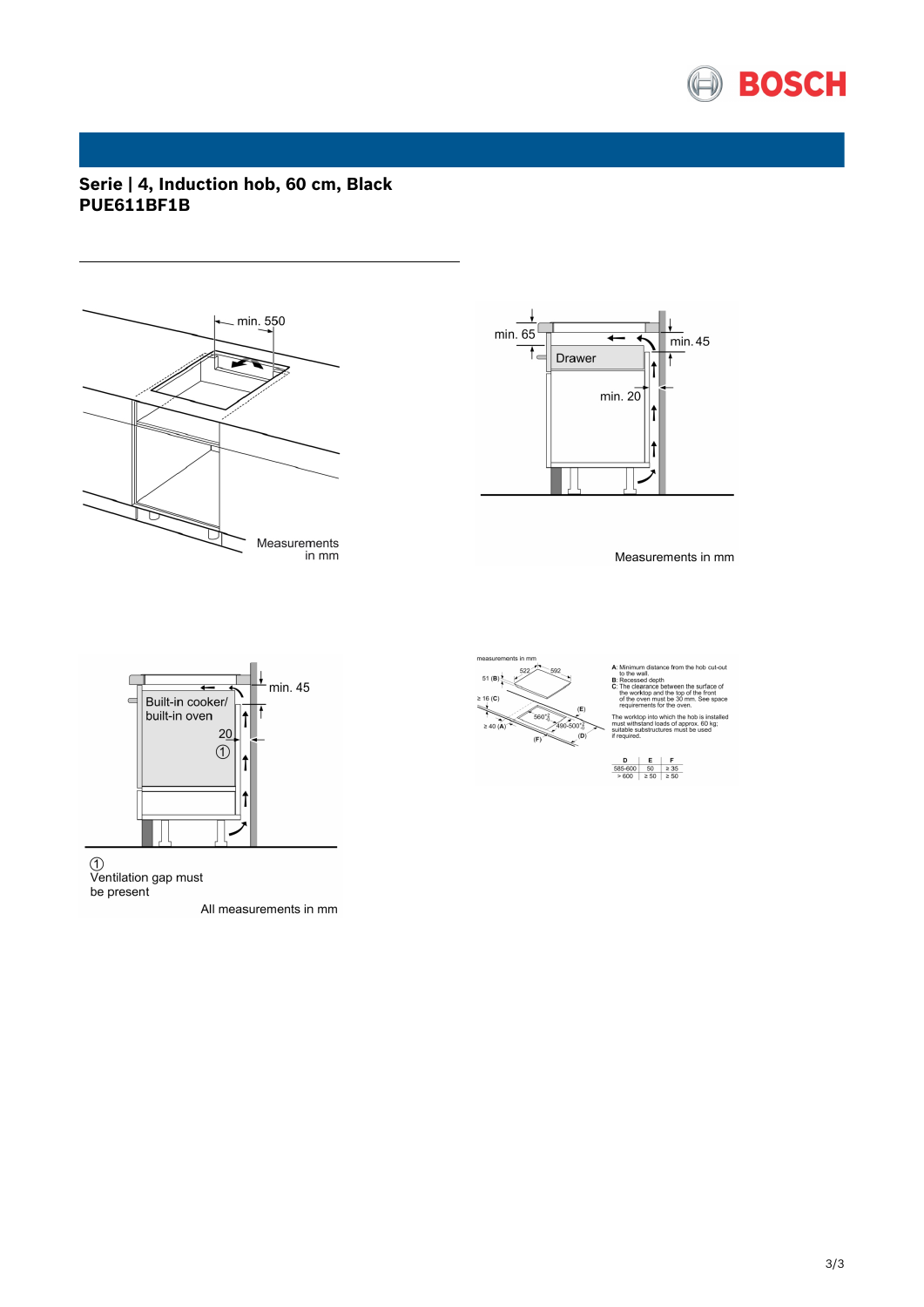## Serie | 4, Induction hob, 60 cm, Black
## PUE611BF1B

min. 550

Measurements in mm

min. 65

Drawer

min. 45

min. 20

Measurements in mm

Built-in cooker/ built-in oven

min. 45

20

①

① Ventilation gap must be present

All measurements in mm

measurements in mm

522

592

51 (B)

≥ 16 (C)

(E)

560

490-500

≥ 40 (A)

(D)

(F)

A: Minimum distance from the hob cut-out to the wall.
B: Recessed depth
C: The clearance between the surface of the worktop and the top of the front of the oven must be 30 mm. See space requirements for the oven.

The worktop into which the hob is installed must withstand loads of approx. 60 kg; suitable substructures must be used if required.

| D | E | F |
|---|---|---|
| 585-600 | 50 | ≥ 35 |
| > 600 | ≥ 50 | ≥ 50 |